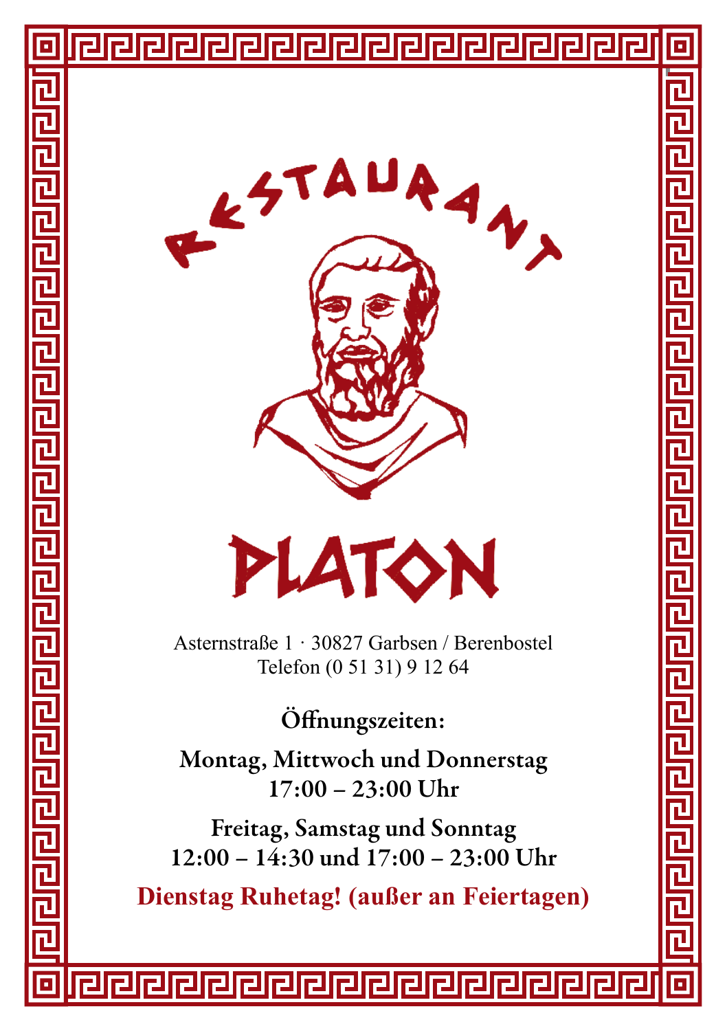# RESTAURANT

# PLATON

Asternstraße 1 · 30827 Garbsen / Berenbostel
Telefon (0 51 31) 9 12 64

**Öffnungszeiten:**

**Montag, Mittwoch und Donnerstag**
**17:00 – 23:00 Uhr**

**Freitag, Samstag und Sonntag**
**12:00 – 14:30 und 17:00 – 23:00 Uhr**

**Dienstag Ruhetag! (außer an Feiertagen)**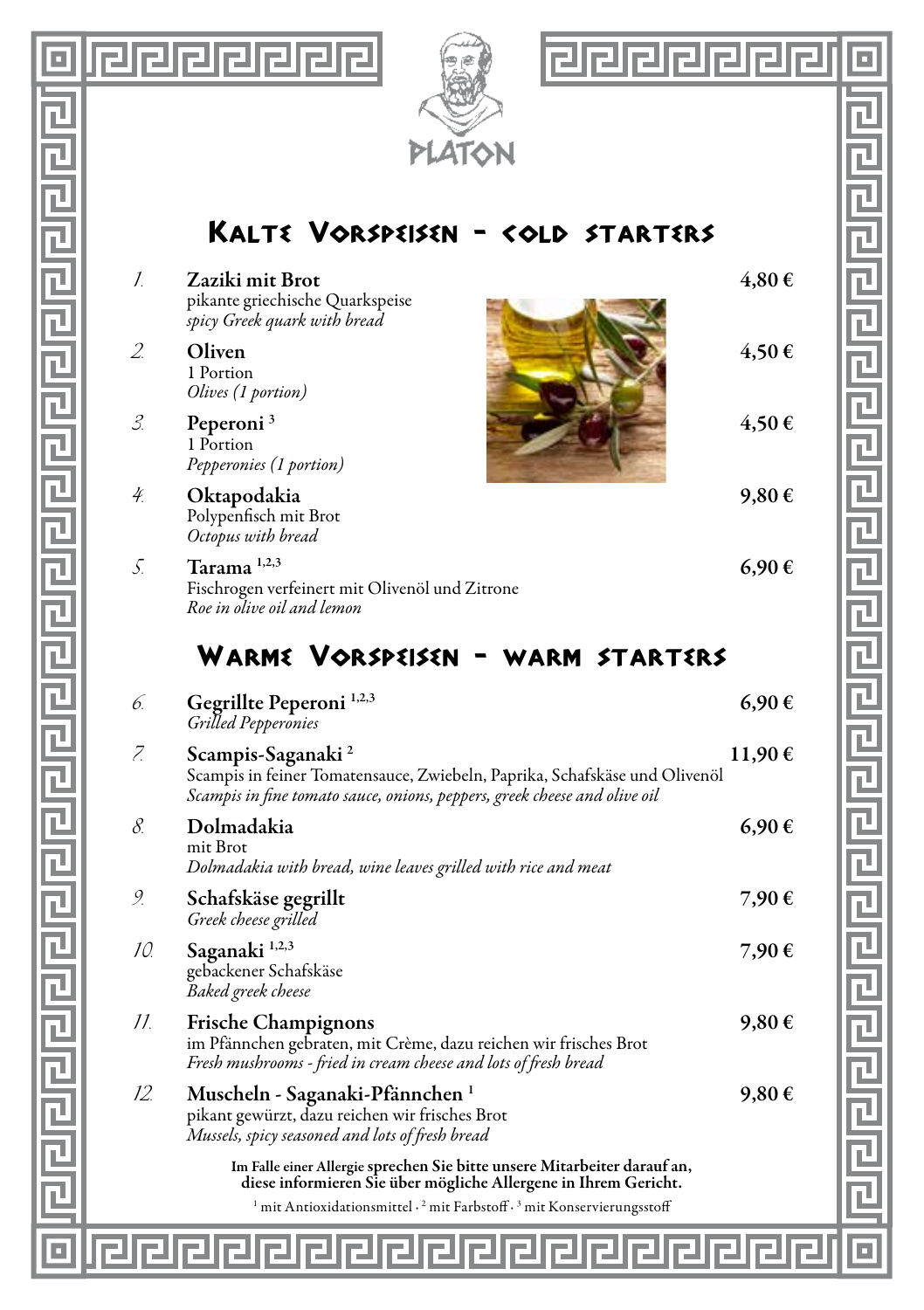# PLATON

## Kalte Vorspeisen – cold starters

1. **Zaziki mit Brot** — **4,80 €**
   pikante griechische Quarkspeise
   *spicy Greek quark with bread*

2. **Oliven** — **4,50 €**
   1 Portion
   *Olives (1 portion)*

3. **Peperoni** [3] — **4,50 €**
   1 Portion
   *Pepperonies (1 portion)*

4. **Oktapodakia** — **9,80 €**
   Polypenfisch mit Brot
   *Octopus with bread*

5. **Tarama** [1,2,3] — **6,90 €**
   Fischrogen verfeinert mit Olivenöl und Zitrone
   *Roe in olive oil and lemon*

## Warme Vorspeisen – warm starters

6. **Gegrillte Peperoni** [1,2,3] — **6,90 €**
   *Grilled Pepperonies*

7. **Scampis-Saganaki** [2] — **11,90 €**
   Scampis in feiner Tomatensauce, Zwiebeln, Paprika, Schafskäse und Olivenöl
   *Scampis in fine tomato sauce, onions, peppers, greek cheese and olive oil*

8. **Dolmadakia** — **6,90 €**
   mit Brot
   *Dolmadakia with bread, wine leaves grilled with rice and meat*

9. **Schafskäse gegrillt** — **7,90 €**
   *Greek cheese grilled*

10. **Saganaki** [1,2,3] — **7,90 €**
    gebackener Schafskäse
    *Baked greek cheese*

11. **Frische Champignons** — **9,80 €**
    im Pfännchen gebraten, mit Crème, dazu reichen wir frisches Brot
    *Fresh mushrooms - fried in cream cheese and lots of fresh bread*

12. **Muscheln - Saganaki-Pfännchen** [1] — **9,80 €**
    pikant gewürzt, dazu reichen wir frisches Brot
    *Mussels, spicy seasoned and lots of fresh bread*

**Im Falle einer Allergie sprechen Sie bitte unsere Mitarbeiter darauf an, diese informieren Sie über mögliche Allergene in Ihrem Gericht.**

[1] mit Antioxidationsmittel · [2] mit Farbstoff · [3] mit Konservierungsstoff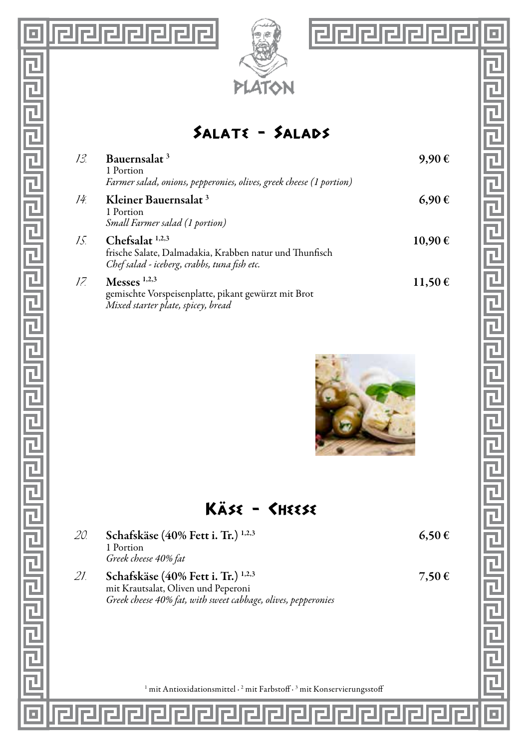PLATON

## Salate - Salads

13. **Bauernsalat** [3] — **9,90 €**
1 Portion
*Farmer salad, onions, pepperonies, olives, greek cheese (1 portion)*

14. **Kleiner Bauernsalat** [3] — **6,90 €**
1 Portion
*Small Farmer salad (1 portion)*

15. **Chefsalat** [1,2,3] — **10,90 €**
frische Salate, Dalmadakia, Krabben natur und Thunfisch
*Chef salad - iceberg, crabbs, tuna fish etc.*

17. **Messes** [1,2,3] — **11,50 €**
gemischte Vorspeisenplatte, pikant gewürzt mit Brot
*Mixed starter plate, spicey, bread*

## Käse - Cheese

20. **Schafskäse (40% Fett i. Tr.)** [1,2,3] — **6,50 €**
1 Portion
*Greek cheese 40% fat*

21. **Schafskäse (40% Fett i. Tr.)** [1,2,3] — **7,50 €**
mit Krautsalat, Oliven und Peperoni
*Greek cheese 40% fat, with sweet cabbage, olives, pepperonies*

[1] mit Antioxidationsmittel · [2] mit Farbstoff · [3] mit Konservierungsstoff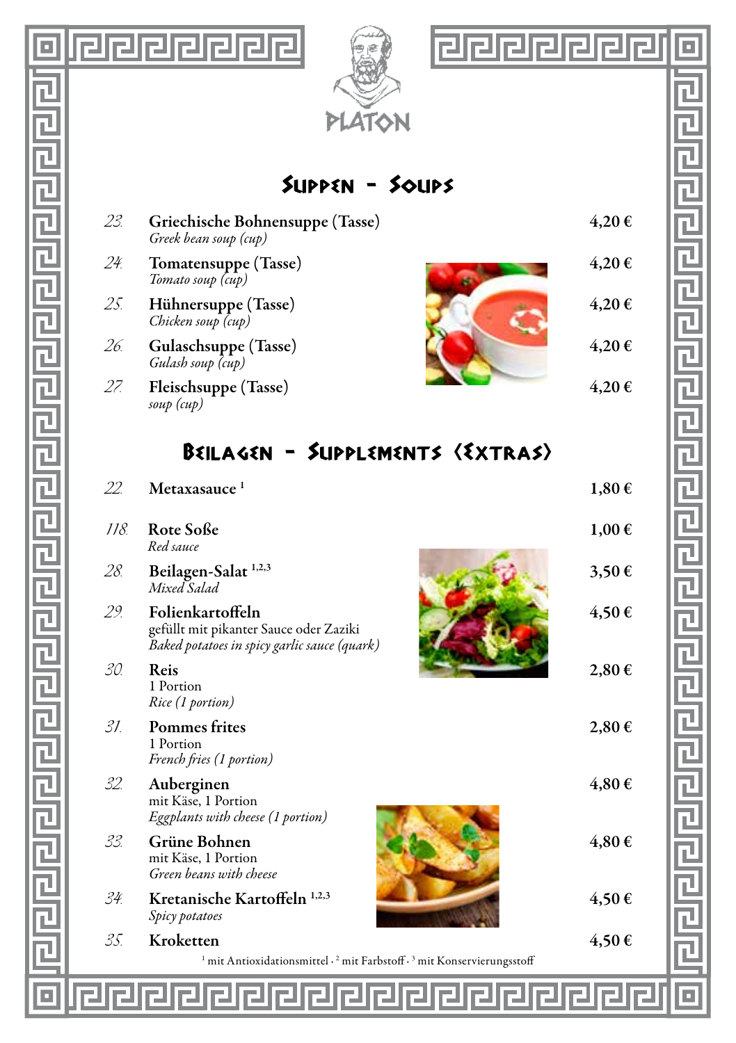PLATON

## Suppen - Soups

| Nr. | Gericht | Preis |
|---|---|---|
| 23. | **Griechische Bohnensuppe (Tasse)** *Greek bean soup (cup)* | 4,20 € |
| 24. | **Tomatensuppe (Tasse)** *Tomato soup (cup)* | 4,20 € |
| 25. | **Hühnersuppe (Tasse)** *Chicken soup (cup)* | 4,20 € |
| 26. | **Gulaschsuppe (Tasse)** *Gulash soup (cup)* | 4,20 € |
| 27. | **Fleischsuppe (Tasse)** *soup (cup)* | 4,20 € |

## Beilagen - Supplements (Extras)

| Nr. | Gericht | Preis |
|---|---|---|
| 22. | **Metaxasauce** [1] | 1,80 € |
| 118. | **Rote Soße** *Red sauce* | 1,00 € |
| 28. | **Beilagen-Salat** [1,2,3] *Mixed Salad* | 3,50 € |
| 29. | **Folienkartoffeln** gefüllt mit pikanter Sauce oder Zaziki *Baked potatoes in spicy garlic sauce (quark)* | 4,50 € |
| 30. | **Reis** 1 Portion *Rice (1 portion)* | 2,80 € |
| 31. | **Pommes frites** 1 Portion *French fries (1 portion)* | 2,80 € |
| 32. | **Auberginen** mit Käse, 1 Portion *Eggplants with cheese (1 portion)* | 4,80 € |
| 33. | **Grüne Bohnen** mit Käse, 1 Portion *Green beans with cheese* | 4,80 € |
| 34. | **Kretanische Kartoffeln** [1,2,3] *Spicy potatoes* | 4,50 € |
| 35. | **Kroketten** | 4,50 € |

[1] mit Antioxidationsmittel · [2] mit Farbstoff · [3] mit Konservierungsstoff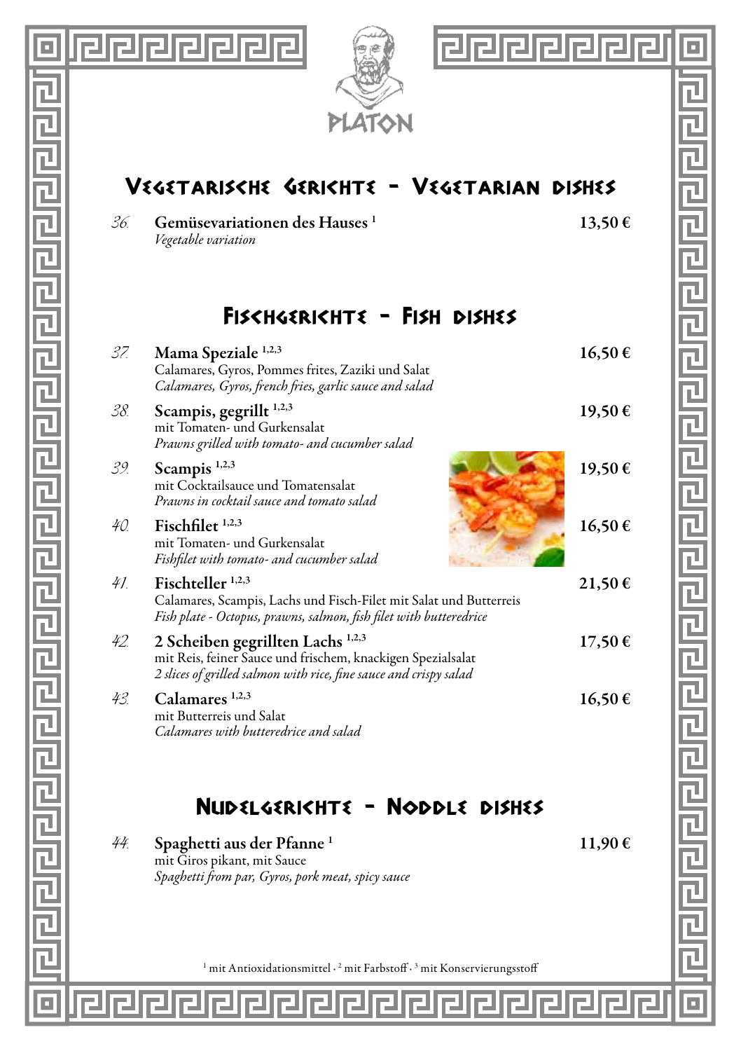PLATON

## Vegetarische Gerichte - Vegetarian dishes

36. **Gemüsevariationen des Hauses** [1] — **13,50 €**
*Vegetable variation*

## Fischgerichte - Fish dishes

37. **Mama Speziale** [1,2,3] — **16,50 €**
Calamares, Gyros, Pommes frites, Zaziki und Salat
*Calamares, Gyros, french fries, garlic sauce and salad*

38. **Scampis, gegrillt** [1,2,3] — **19,50 €**
mit Tomaten- und Gurkensalat
*Prawns grilled with tomato- and cucumber salad*

39. **Scampis** [1,2,3] — **19,50 €**
mit Cocktailsauce und Tomatensalat
*Prawns in cocktail sauce and tomato salad*

40. **Fischfilet** [1,2,3] — **16,50 €**
mit Tomaten- und Gurkensalat
*Fishfilet with tomato- and cucumber salad*

41. **Fischteller** [1,2,3] — **21,50 €**
Calamares, Scampis, Lachs und Fisch-Filet mit Salat und Butterreis
*Fish plate - Octopus, prawns, salmon, fish filet with butteredrice*

42. **2 Scheiben gegrillten Lachs** [1,2,3] — **17,50 €**
mit Reis, feiner Sauce und frischem, knackigen Spezialsalat
*2 slices of grilled salmon with rice, fine sauce and crispy salad*

43. **Calamares** [1,2,3] — **16,50 €**
mit Butterreis und Salat
*Calamares with butteredrice and salad*

## Nudelgerichte - Noddle dishes

44. **Spaghetti aus der Pfanne** [1] — **11,90 €**
mit Giros pikant, mit Sauce
*Spaghetti from par, Gyros, pork meat, spicy sauce*

[1] mit Antioxidationsmittel · [2] mit Farbstoff · [3] mit Konservierungsstoff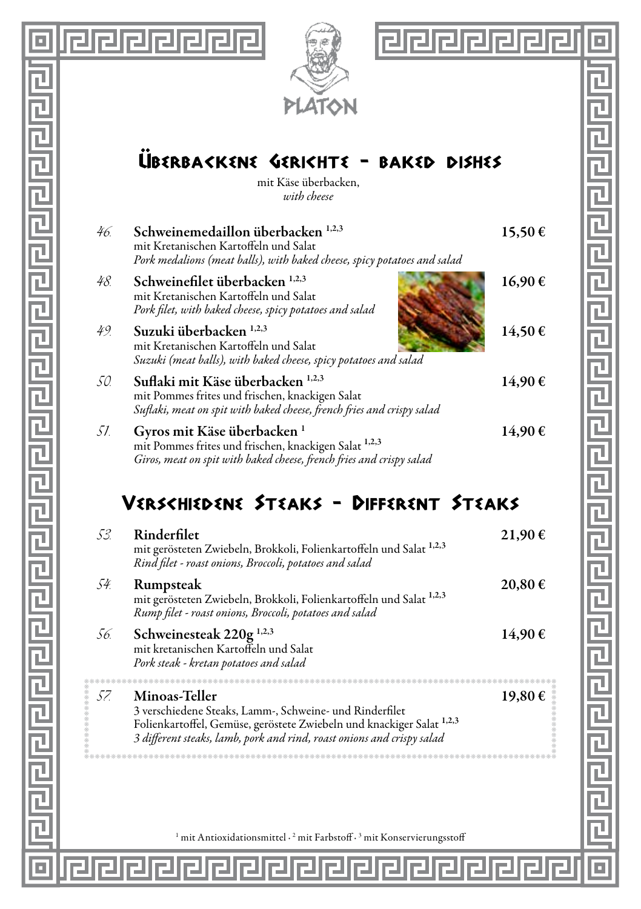PLATON

## Überbackene Gerichte - baked dishes

mit Käse überbacken,
*with cheese*

46. **Schweinemedaillon überbacken** [1,2,3] — **15,50 €**
mit Kretanischen Kartoffeln und Salat
*Pork medalions (meat balls), with baked cheese, spicy potatoes and salad*

48. **Schweinefilet überbacken** [1,2,3] — **16,90 €**
mit Kretanischen Kartoffeln und Salat
*Pork filet, with baked cheese, spicy potatoes and salad*

49. **Suzuki überbacken** [1,2,3] — **14,50 €**
mit Kretanischen Kartoffeln und Salat
*Suzuki (meat balls), with baked cheese, spicy potatoes and salad*

50. **Suflaki mit Käse überbacken** [1,2,3] — **14,90 €**
mit Pommes frites und frischen, knackigen Salat
*Suflaki, meat on spit with baked cheese, french fries and crispy salad*

51. **Gyros mit Käse überbacken** [1] — **14,90 €**
mit Pommes frites und frischen, knackigen Salat [1,2,3]
*Giros, meat on spit with baked cheese, french fries and crispy salad*

## Verschiedene Steaks - Different Steaks

53. **Rinderfilet** — **21,90 €**
mit gerösteten Zwiebeln, Brokkoli, Folienkartoffeln und Salat [1,2,3]
*Rind filet - roast onions, Broccoli, potatoes and salad*

54. **Rumpsteak** — **20,80 €**
mit gerösteten Zwiebeln, Brokkoli, Folienkartoffeln und Salat [1,2,3]
*Rump filet - roast onions, Broccoli, potatoes and salad*

56. **Schweinesteak 220g** [1,2,3] — **14,90 €**
mit kretanischen Kartoffeln und Salat
*Pork steak - kretan potatoes and salad*

57. **Minoas-Teller** — **19,80 €**
3 verschiedene Steaks, Lamm-, Schweine- und Rinderfilet
Folienkartoffel, Gemüse, geröstete Zwiebeln und knackiger Salat [1,2,3]
*3 different steaks, lamb, pork and rind, roast onions and crispy salad*

[1] mit Antioxidationsmittel · [2] mit Farbstoff · [3] mit Konservierungsstoff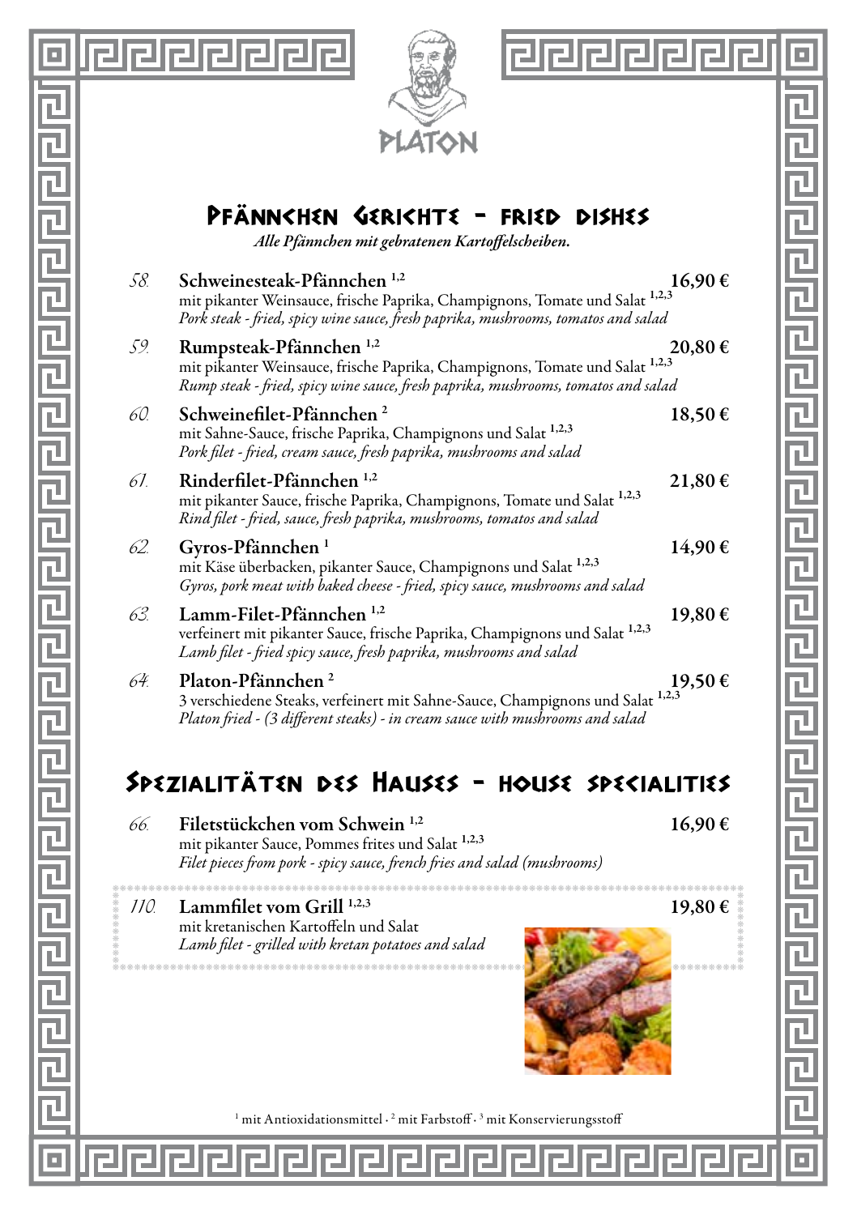PLATON

## Pfännchen Gerichte - fried dishes

*Alle Pfännchen mit gebratenen Kartoffelscheiben.*

*58.* **Schweinesteak-Pfännchen** [1,2] — **16,90 €**
mit pikanter Weinsauce, frische Paprika, Champignons, Tomate und Salat [1,2,3]
*Pork steak - fried, spicy wine sauce, fresh paprika, mushrooms, tomatos and salad*

*59.* **Rumpsteak-Pfännchen** [1,2] — **20,80 €**
mit pikanter Weinsauce, frische Paprika, Champignons, Tomate und Salat [1,2,3]
*Rump steak - fried, spicy wine sauce, fresh paprika, mushrooms, tomatos and salad*

*60.* **Schweinefilet-Pfännchen** [2] — **18,50 €**
mit Sahne-Sauce, frische Paprika, Champignons und Salat [1,2,3]
*Pork filet - fried, cream sauce, fresh paprika, mushrooms and salad*

*61.* **Rinderfilet-Pfännchen** [1,2] — **21,80 €**
mit pikanter Sauce, frische Paprika, Champignons, Tomate und Salat [1,2,3]
*Rind filet - fried, sauce, fresh paprika, mushrooms, tomatos and salad*

*62.* **Gyros-Pfännchen** [1] — **14,90 €**
mit Käse überbacken, pikanter Sauce, Champignons und Salat [1,2,3]
*Gyros, pork meat with baked cheese - fried, spicy sauce, mushrooms and salad*

*63.* **Lamm-Filet-Pfännchen** [1,2] — **19,80 €**
verfeinert mit pikanter Sauce, frische Paprika, Champignons und Salat [1,2,3]
*Lamb filet - fried spicy sauce, fresh paprika, mushrooms and salad*

*64.* **Platon-Pfännchen** [2] — **19,50 €**
3 verschiedene Steaks, verfeinert mit Sahne-Sauce, Champignons und Salat [1,2,3]
*Platon fried - (3 different steaks) - in cream sauce with mushrooms and salad*

## Spezialitäten des Hauses - house specialities

*66.* **Filetstückchen vom Schwein** [1,2] — **16,90 €**
mit pikanter Sauce, Pommes frites und Salat [1,2,3]
*Filet pieces from pork - spicy sauce, french fries and salad (mushrooms)*

*110.* **Lammfilet vom Grill** [1,2,3] — **19,80 €**
mit kretanischen Kartoffeln und Salat
*Lamb filet - grilled with kretan potatoes and salad*

[1] mit Antioxidationsmittel · [2] mit Farbstoff · [3] mit Konservierungsstoff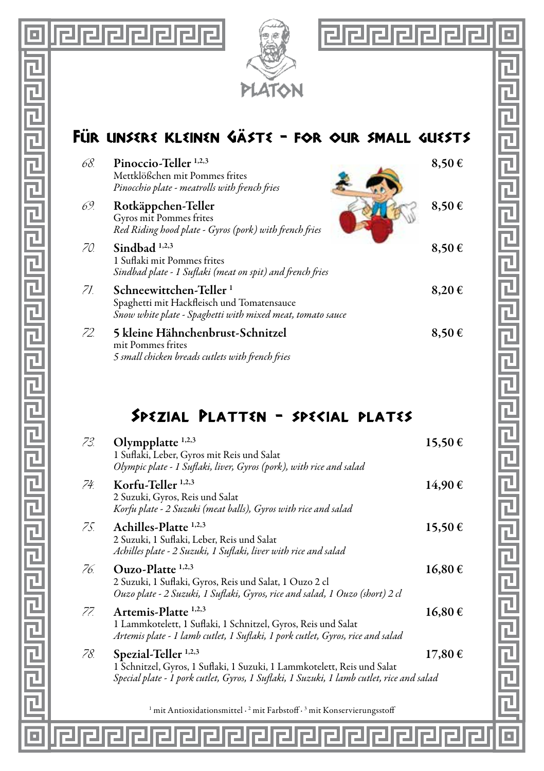# PLATON

## Für unsere kleinen Gäste - for our small guests

68. **Pinoccio-Teller** [1,2,3] — **8,50 €**
Mettklößchen mit Pommes frites
*Pinocchio plate - meatrolls with french fries*

69. **Rotkäppchen-Teller** — **8,50 €**
Gyros mit Pommes frites
*Red Riding hood plate - Gyros (pork) with french fries*

70. **Sindbad** [1,2,3] — **8,50 €**
1 Suflaki mit Pommes frites
*Sindbad plate - 1 Suflaki (meat on spit) and french fries*

71. **Schneewittchen-Teller** [1] — **8,20 €**
Spaghetti mit Hackfleisch und Tomatensauce
*Snow white plate - Spaghetti with mixed meat, tomato sauce*

72. **5 kleine Hähnchenbrust-Schnitzel** — **8,50 €**
mit Pommes frites
*5 small chicken breads cutlets with french fries*

## Spezial Platten - special plates

73. **Olympplatte** [1,2,3] — **15,50 €**
1 Suflaki, Leber, Gyros mit Reis und Salat
*Olympic plate - 1 Suflaki, liver, Gyros (pork), with rice and salad*

74. **Korfu-Teller** [1,2,3] — **14,90 €**
2 Suzuki, Gyros, Reis und Salat
*Korfu plate - 2 Suzuki (meat balls), Gyros with rice and salad*

75. **Achilles-Platte** [1,2,3] — **15,50 €**
2 Suzuki, 1 Suflaki, Leber, Reis und Salat
*Achilles plate - 2 Suzuki, 1 Suflaki, liver with rice and salad*

76. **Ouzo-Platte** [1,2,3] — **16,80 €**
2 Suzuki, 1 Suflaki, Gyros, Reis und Salat, 1 Ouzo 2 cl
*Ouzo plate - 2 Suzuki, 1 Suflaki, Gyros, rice and salad, 1 Ouzo (short) 2 cl*

77. **Artemis-Platte** [1,2,3] — **16,80 €**
1 Lammkotelett, 1 Suflaki, 1 Schnitzel, Gyros, Reis und Salat
*Artemis plate - 1 lamb cutlet, 1 Suflaki, 1 pork cutlet, Gyros, rice and salad*

78. **Spezial-Teller** [1,2,3] — **17,80 €**
1 Schnitzel, Gyros, 1 Suflaki, 1 Suzuki, 1 Lammkotelett, Reis und Salat
*Special plate - 1 pork cutlet, Gyros, 1 Suflaki, 1 Suzuki, 1 lamb cutlet, rice and salad*

[1] mit Antioxidationsmittel · [2] mit Farbstoff · [3] mit Konservierungsstoff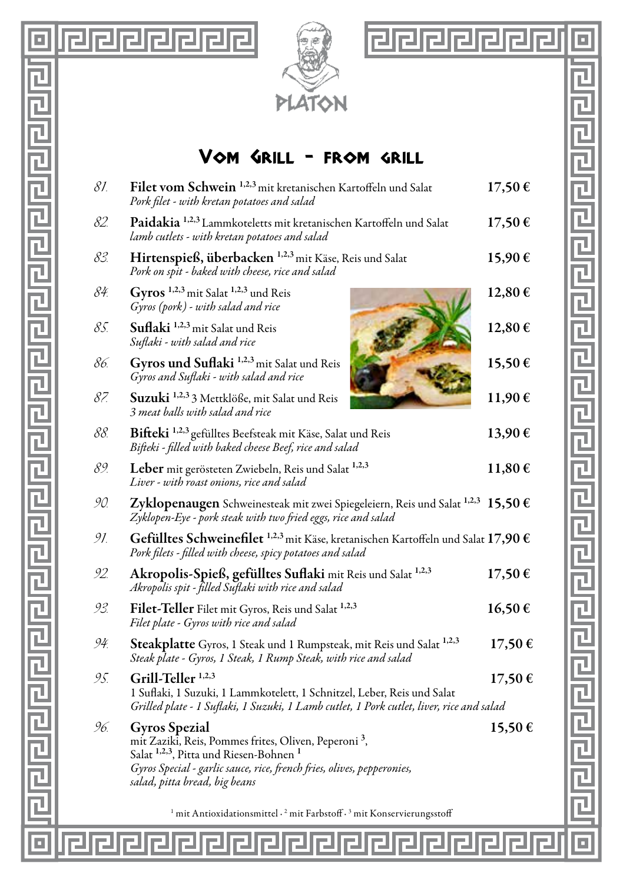PLATON

## Vom Grill - from grill

81. **Filet vom Schwein** [1,2,3] mit kretanischen Kartoffeln und Salat — 17,50 €
*Pork filet - with kretan potatoes and salad*

82. **Paidakia** [1,2,3] Lammkoteletts mit kretanischen Kartoffeln und Salat — 17,50 €
*lamb cutlets - with kretan potatoes and salad*

83. **Hirtenspieß, überbacken** [1,2,3] mit Käse, Reis und Salat — 15,90 €
*Pork on spit - baked with cheese, rice and salad*

84. **Gyros** [1,2,3] mit Salat [1,2,3] und Reis — 12,80 €
*Gyros (pork) - with salad and rice*

85. **Suflaki** [1,2,3] mit Salat und Reis — 12,80 €
*Suflaki - with salad and rice*

86. **Gyros und Suflaki** [1,2,3] mit Salat und Reis — 15,50 €
*Gyros and Suflaki - with salad and rice*

87. **Suzuki** [1,2,3] 3 Mettklöße, mit Salat und Reis — 11,90 €
*3 meat balls with salad and rice*

88. **Bifteki** [1,2,3] gefülltes Beefsteak mit Käse, Salat und Reis — 13,90 €
*Bifteki - filled with baked cheese Beef, rice and salad*

89. **Leber** mit gerösteten Zwiebeln, Reis und Salat [1,2,3] — 11,80 €
*Liver - with roast onions, rice and salad*

90. **Zyklopenaugen** Schweinesteak mit zwei Spiegeleiern, Reis und Salat [1,2,3] — 15,50 €
*Zyklopen-Eye - pork steak with two fried eggs, rice and salad*

91. **Gefülltes Schweinefilet** [1,2,3] mit Käse, kretanischen Kartoffeln und Salat — 17,90 €
*Pork filets - filled with cheese, spicy potatoes and salad*

92. **Akropolis-Spieß, gefülltes Suflaki** mit Reis und Salat [1,2,3] — 17,50 €
*Akropolis spit - filled Suflaki with rice and salad*

93. **Filet-Teller** Filet mit Gyros, Reis und Salat [1,2,3] — 16,50 €
*Filet plate - Gyros with rice and salad*

94. **Steakplatte** Gyros, 1 Steak und 1 Rumpsteak, mit Reis und Salat [1,2,3] — 17,50 €
*Steak plate - Gyros, 1 Steak, 1 Rump Steak, with rice and salad*

95. **Grill-Teller** [1,2,3] — 17,50 €
1 Suflaki, 1 Suzuki, 1 Lammkotelett, 1 Schnitzel, Leber, Reis und Salat
*Grilled plate - 1 Suflaki, 1 Suzuki, 1 Lamb cutlet, 1 Pork cutlet, liver, rice and salad*

96. **Gyros Spezial** — 15,50 €
mit Zaziki, Reis, Pommes frites, Oliven, Peperoni [3],
Salat [1,2,3], Pitta und Riesen-Bohnen [1]
*Gyros Special - garlic sauce, rice, french fries, olives, pepperonies, salad, pitta bread, big beans*

[1] mit Antioxidationsmittel · [2] mit Farbstoff · [3] mit Konservierungsstoff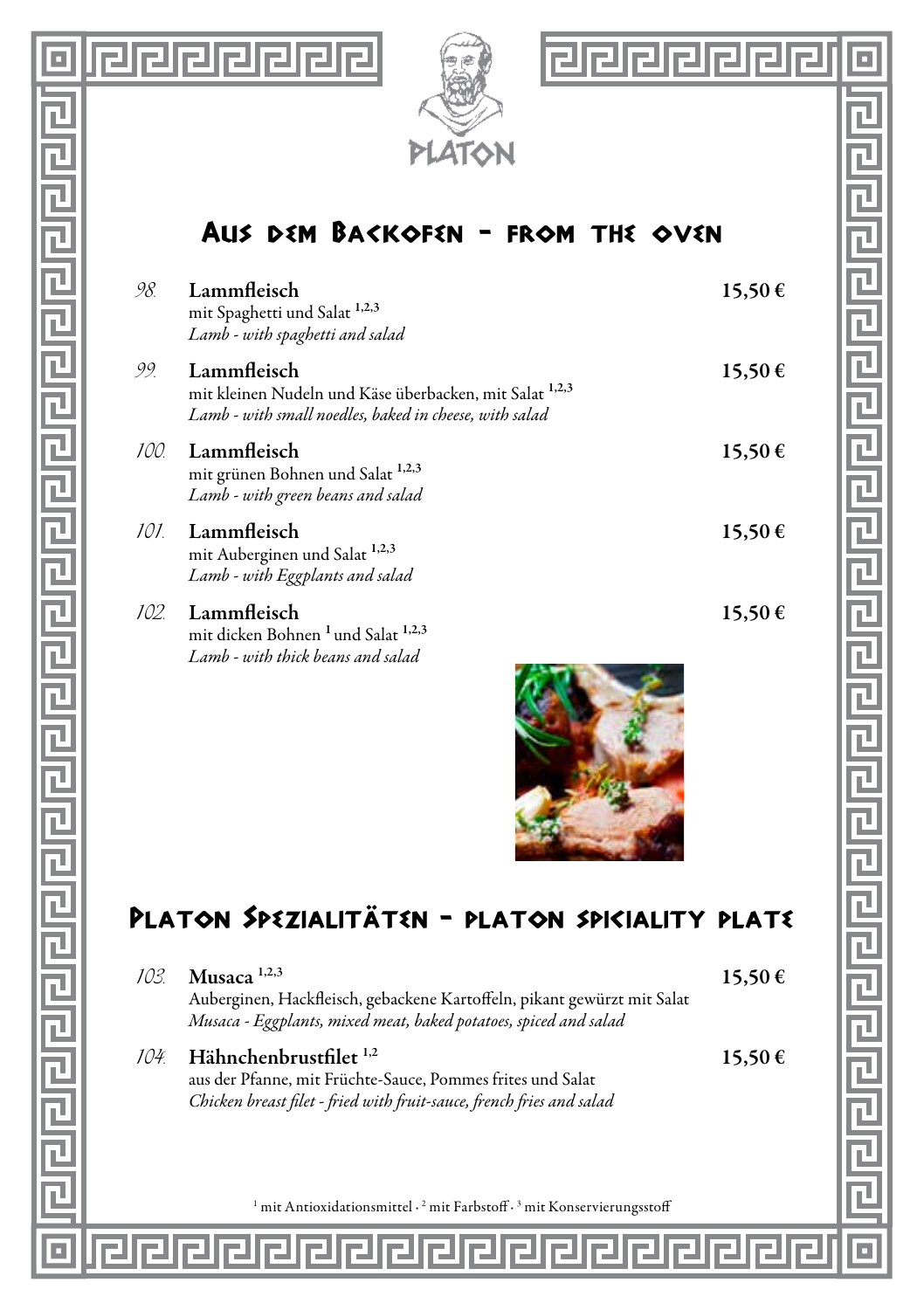PLATON

## Aus dem Backofen - from the oven

*98.* **Lammfleisch** **15,50 €**
mit Spaghetti und Salat [1,2,3]
*Lamb - with spaghetti and salad*

*99.* **Lammfleisch** **15,50 €**
mit kleinen Nudeln und Käse überbacken, mit Salat [1,2,3]
*Lamb - with small noedles, baked in cheese, with salad*

*100.* **Lammfleisch** **15,50 €**
mit grünen Bohnen und Salat [1,2,3]
*Lamb - with green beans and salad*

*101.* **Lammfleisch** **15,50 €**
mit Auberginen und Salat [1,2,3]
*Lamb - with Eggplants and salad*

*102.* **Lammfleisch** **15,50 €**
mit dicken Bohnen [1] und Salat [1,2,3]
*Lamb - with thick beans and salad*

## Platon Spezialitäten - platon spiciality plate

*103.* **Musaca** [1,2,3] **15,50 €**
Auberginen, Hackfleisch, gebackene Kartoffeln, pikant gewürzt mit Salat
*Musaca - Eggplants, mixed meat, baked potatoes, spiced and salad*

*104.* **Hähnchenbrustfilet** [1,2] **15,50 €**
aus der Pfanne, mit Früchte-Sauce, Pommes frites und Salat
*Chicken breast filet - fried with fruit-sauce, french fries and salad*

[1] mit Antioxidationsmittel · [2] mit Farbstoff · [3] mit Konservierungsstoff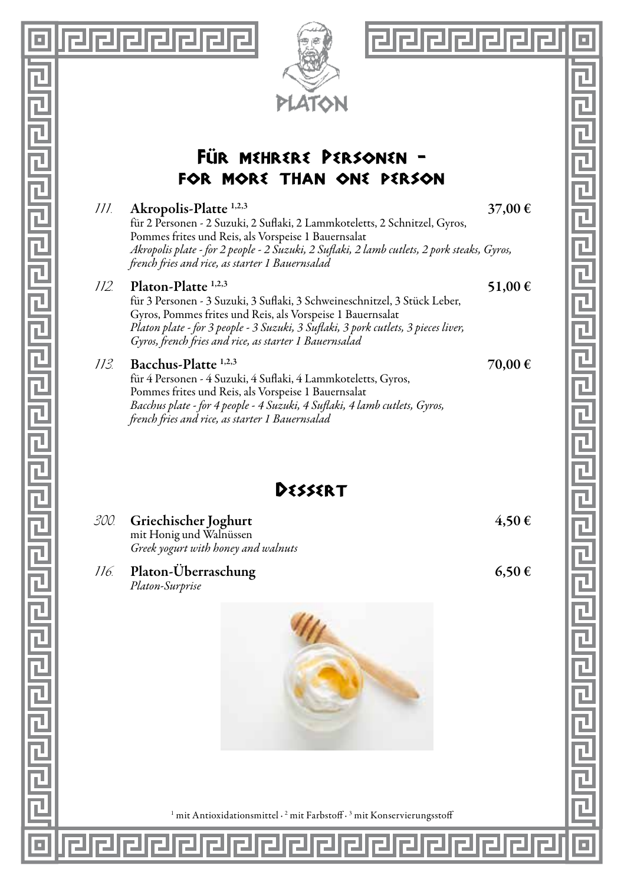PLATON

## Für mehrere Personen – for more than one person

*111.* **Akropolis-Platte** [1,2,3] **37,00 €**
für 2 Personen - 2 Suzuki, 2 Suflaki, 2 Lammkoteletts, 2 Schnitzel, Gyros, Pommes frites und Reis, als Vorspeise 1 Bauernsalat
*Akropolis plate - for 2 people - 2 Suzuki, 2 Suflaki, 2 lamb cutlets, 2 pork steaks, Gyros, french fries and rice, as starter 1 Bauernsalad*

*112.* **Platon-Platte** [1,2,3] **51,00 €**
für 3 Personen - 3 Suzuki, 3 Suflaki, 3 Schweineschnitzel, 3 Stück Leber, Gyros, Pommes frites und Reis, als Vorspeise 1 Bauernsalat
*Platon plate - for 3 people - 3 Suzuki, 3 Suflaki, 3 pork cutlets, 3 pieces liver, Gyros, french fries and rice, as starter 1 Bauernsalad*

*113.* **Bacchus-Platte** [1,2,3] **70,00 €**
für 4 Personen - 4 Suzuki, 4 Suflaki, 4 Lammkoteletts, Gyros, Pommes frites und Reis, als Vorspeise 1 Bauernsalat
*Bacchus plate - for 4 people - 4 Suzuki, 4 Suflaki, 4 lamb cutlets, Gyros, french fries and rice, as starter 1 Bauernsalad*

## Dessert

*300.* **Griechischer Joghurt** **4,50 €**
mit Honig und Walnüssen
*Greek yogurt with honey and walnuts*

*116.* **Platon-Überraschung** **6,50 €**
*Platon-Surprise*

[1] mit Antioxidationsmittel · [2] mit Farbstoff · [3] mit Konservierungsstoff